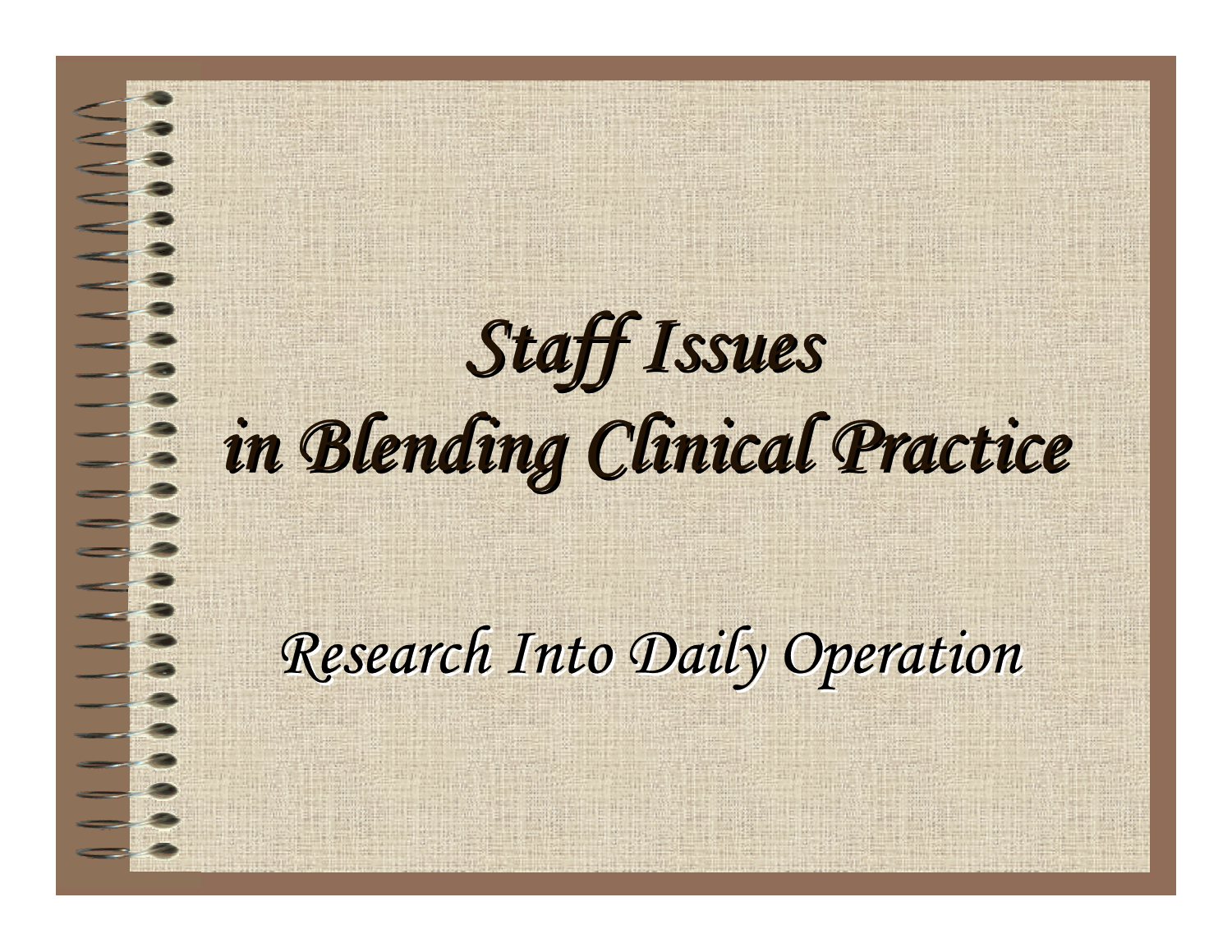# *Staff Issues in Blending Clinical Practice*

## *Research Into Daily Operation*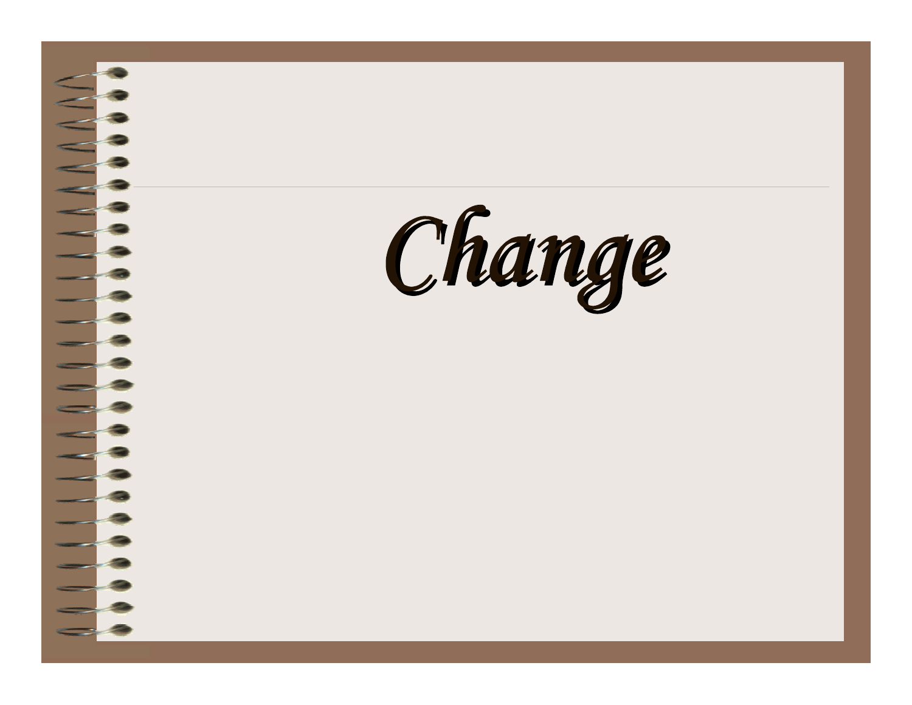# *Change*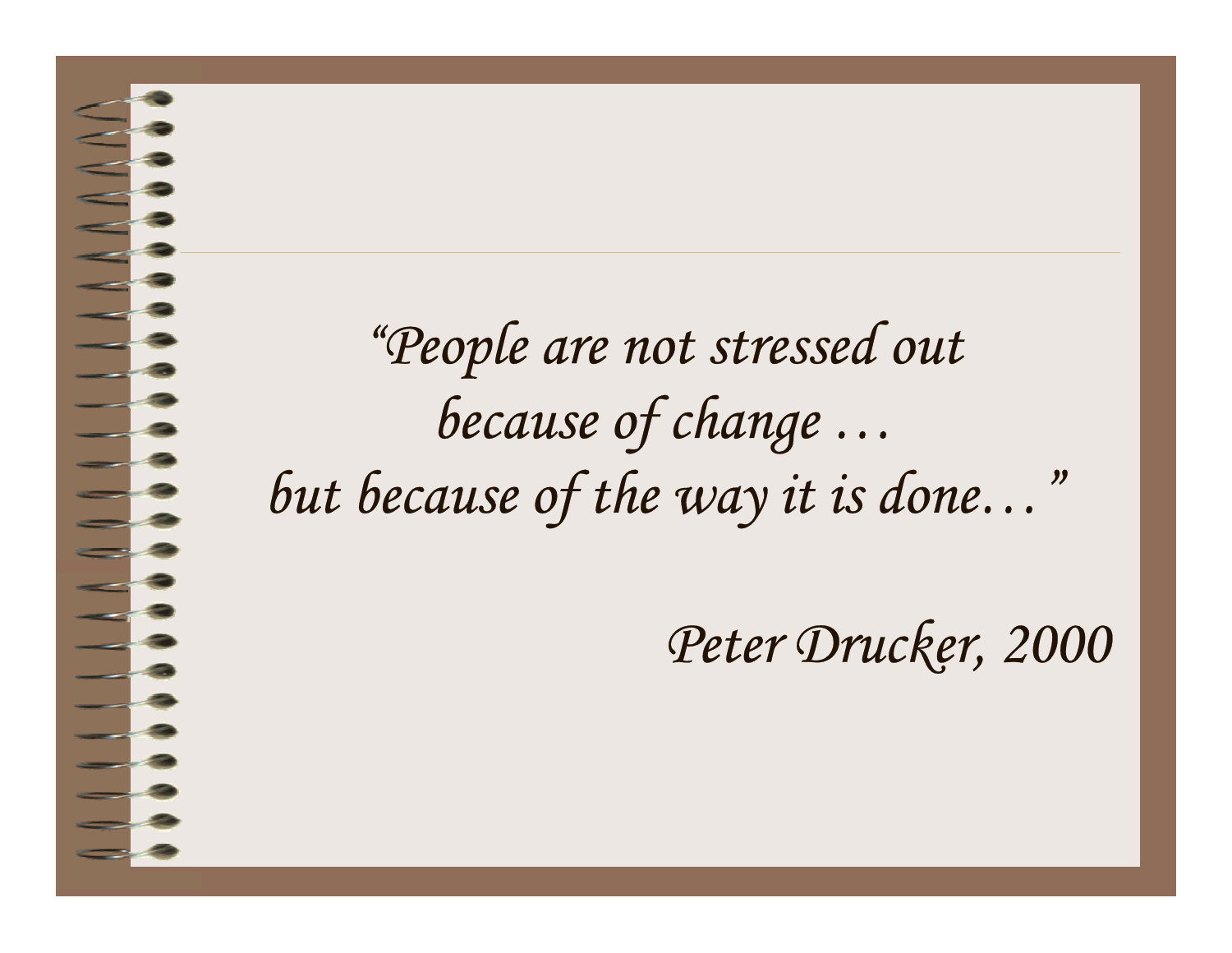*"People are not stressed out*
*because of change …*
*but because of the way it is done…"*

*Peter Drucker, 2000*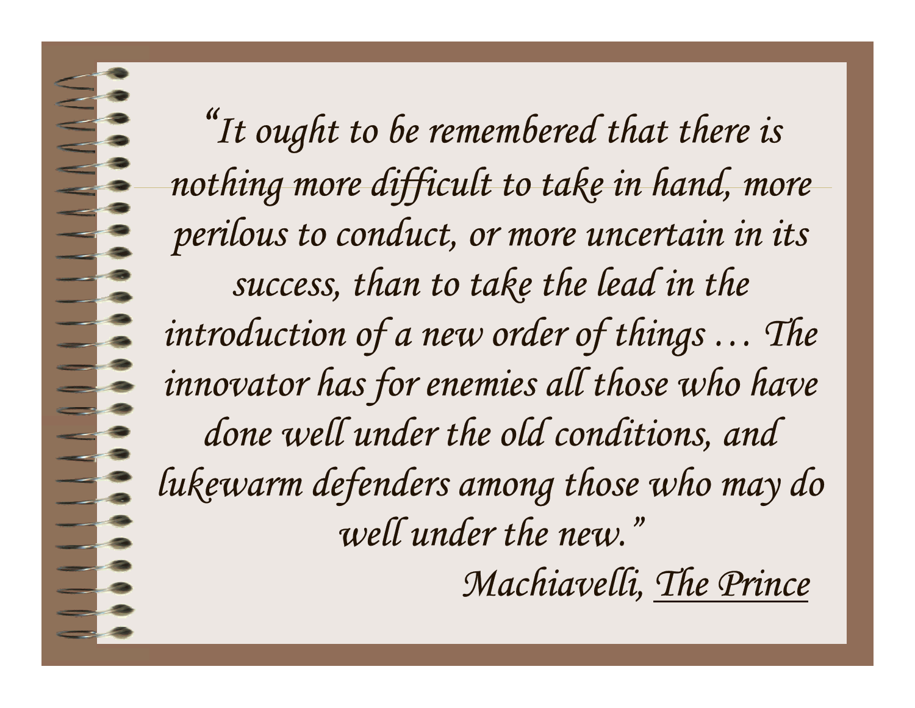*"It ought to be remembered that there is nothing more difficult to take in hand, more perilous to conduct, or more uncertain in its success, than to take the lead in the introduction of a new order of things … The innovator has for enemies all those who have done well under the old conditions, and lukewarm defenders among those who may do well under the new."*

*Machiavelli, The Prince*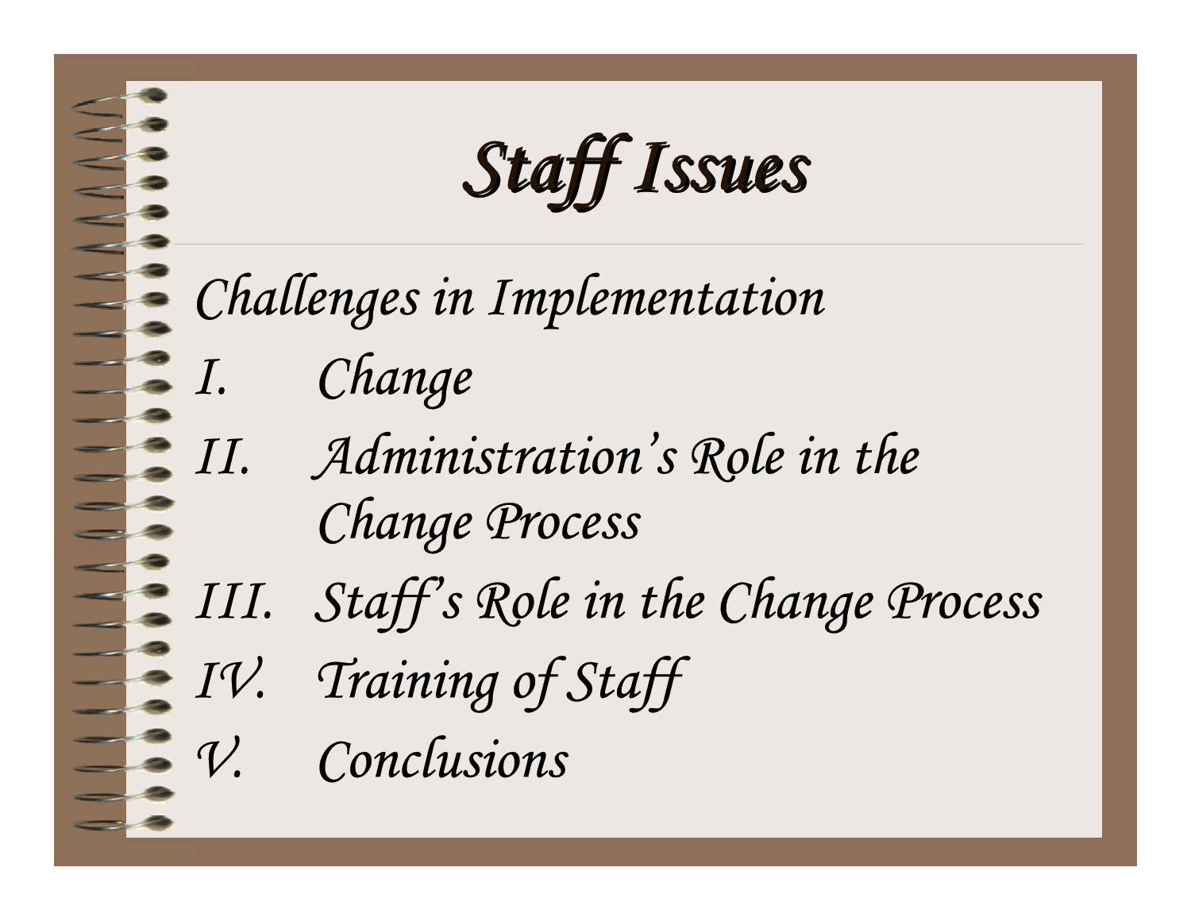# *Staff Issues*

*Challenges in Implementation*

*I. Change*

*II. Administration's Role in the Change Process*

*III. Staff's Role in the Change Process*

*IV. Training of Staff*

*V. Conclusions*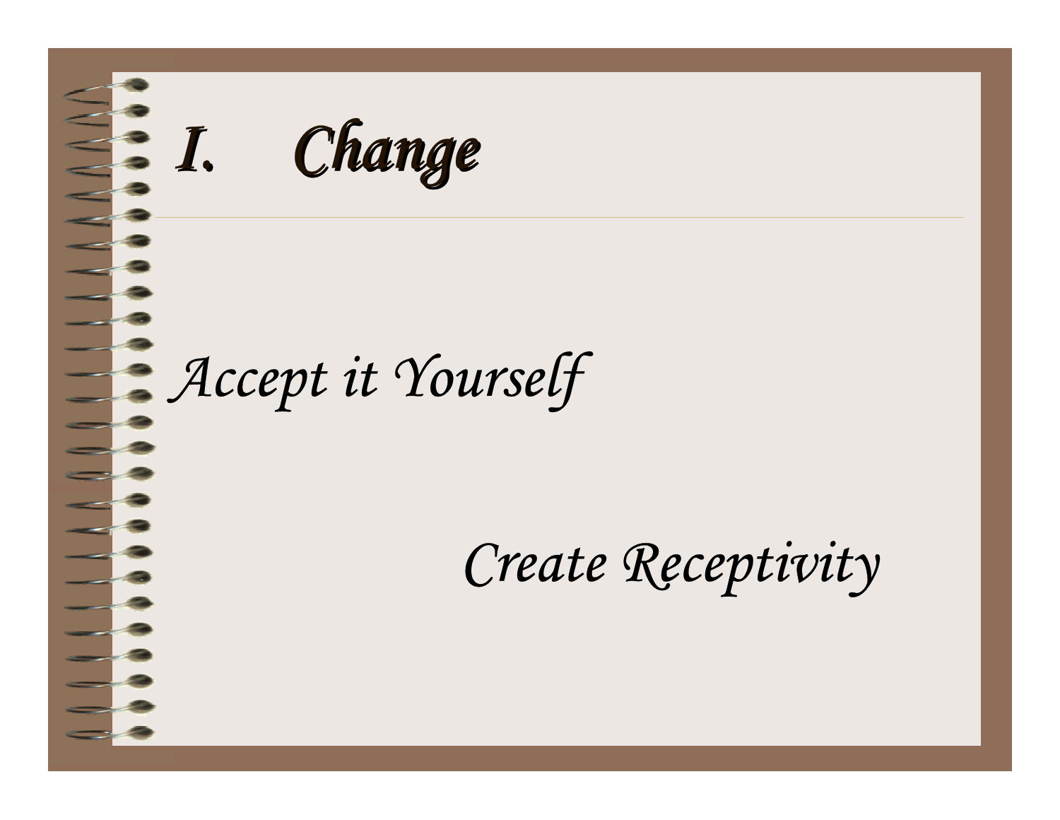# *I. Change*

*Accept it Yourself*

*Create Receptivity*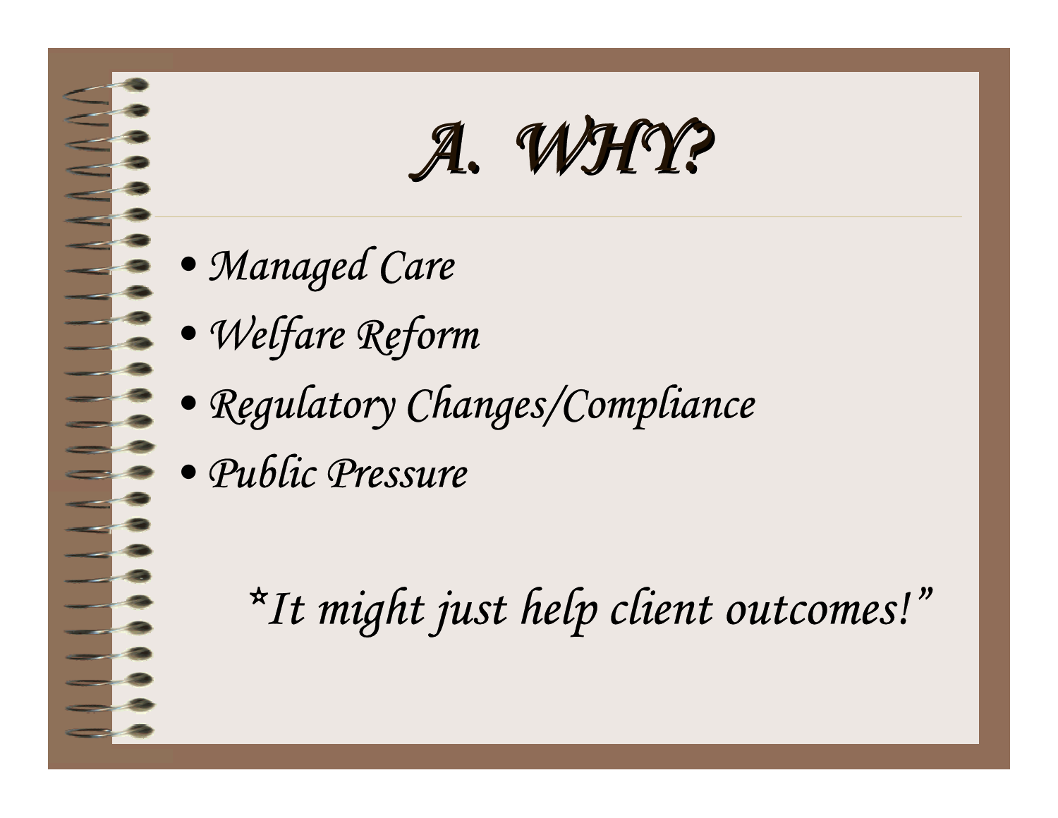# A. WHY?

- Managed Care
- Welfare Reform
- Regulatory Changes/Compliance
- Public Pressure

*It might just help client outcomes!”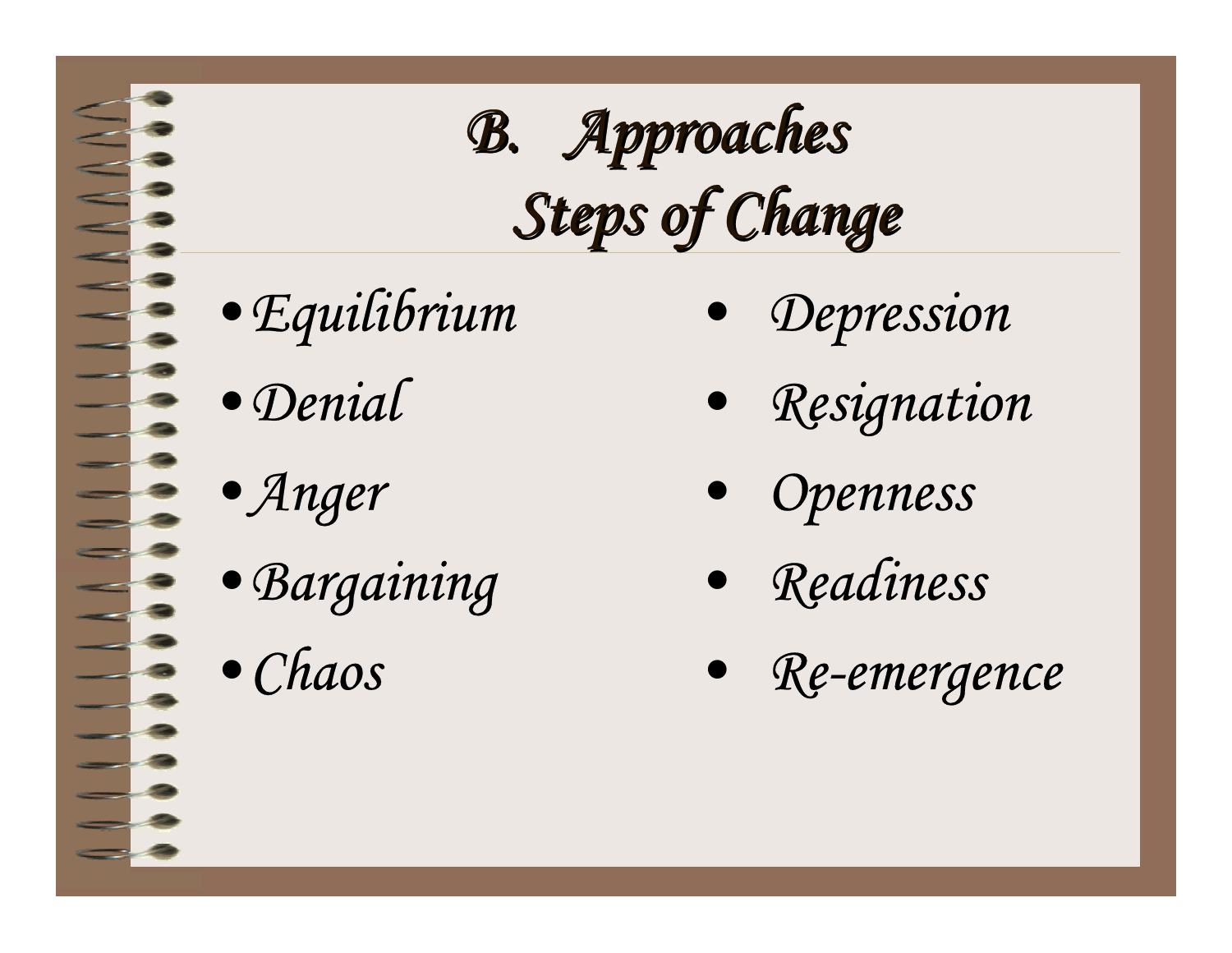# B. Approaches

## Steps of Change

- Equilibrium
- Denial
- Anger
- Bargaining
- Chaos
- Depression
- Resignation
- Openness
- Readiness
- Re-emergence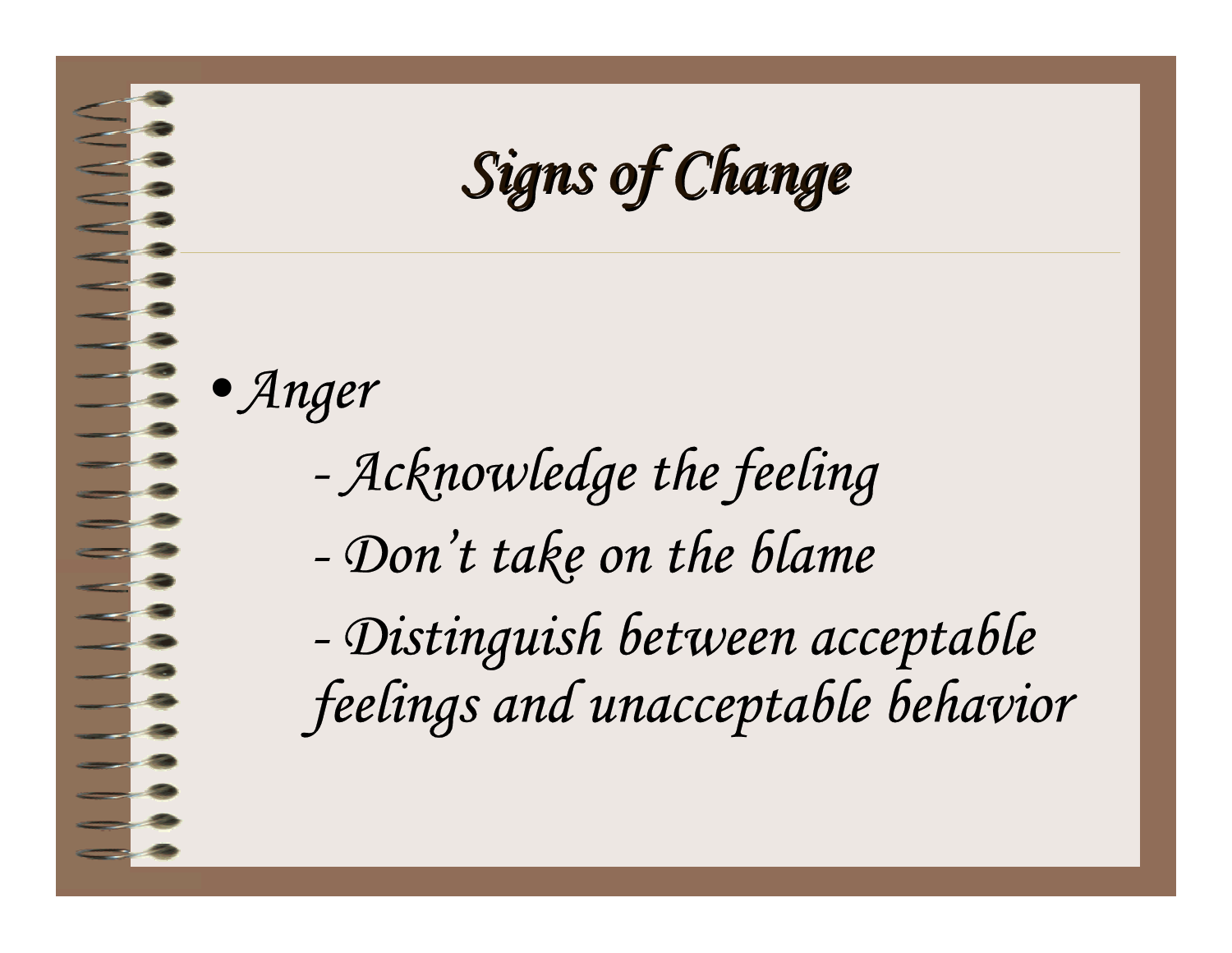# *Signs of Change*

- *Anger*
  - *Acknowledge the feeling*
  - *Don't take on the blame*
  - *Distinguish between acceptable feelings and unacceptable behavior*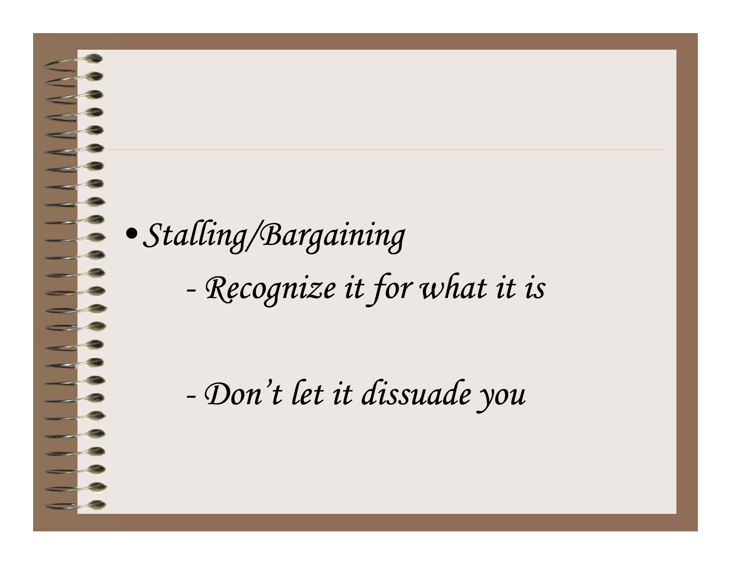- *Stalling/Bargaining*
  - *Recognize it for what it is*
  - *Don't let it dissuade you*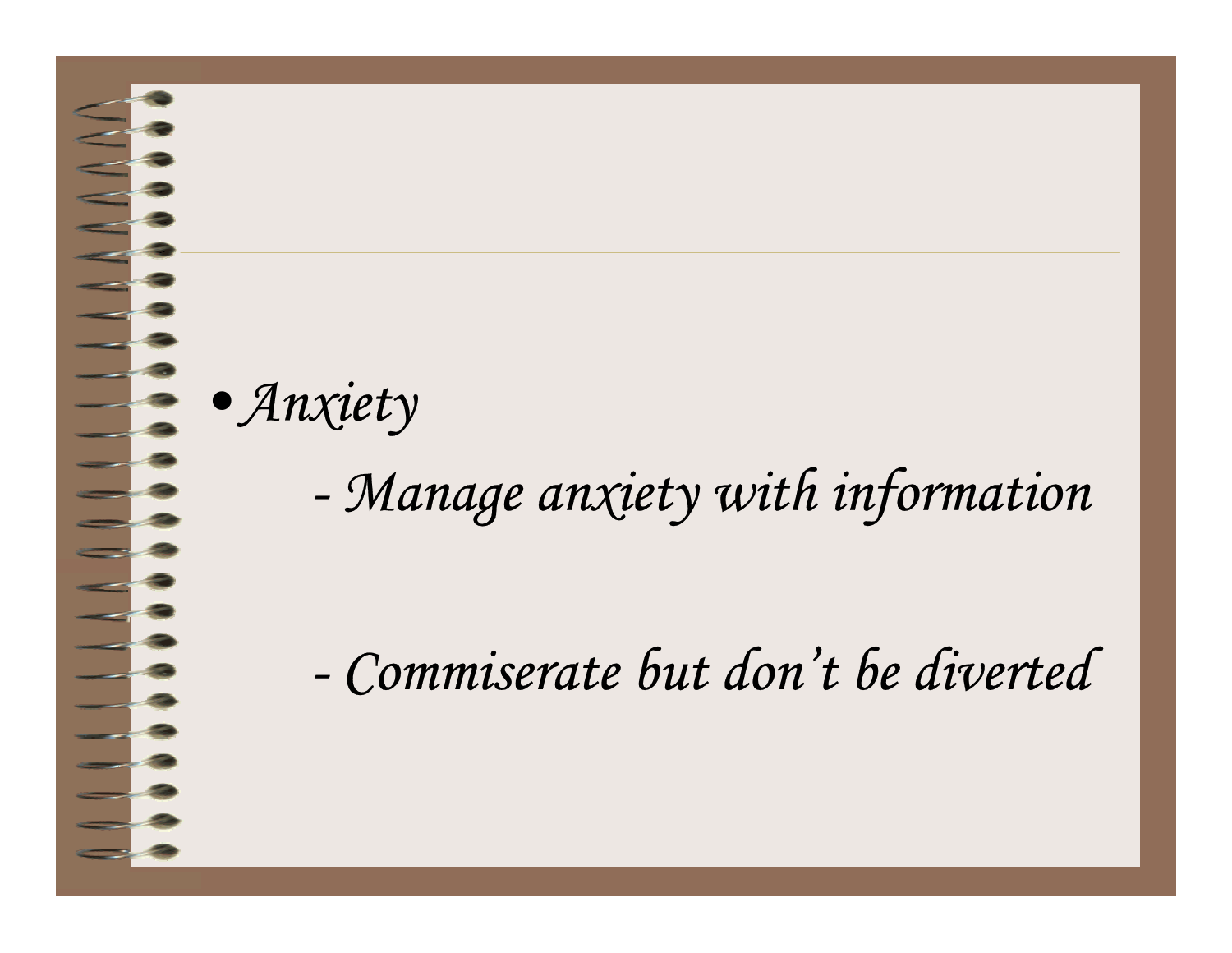- *Anxiety*
  - *- Manage anxiety with information*
  - *- Commiserate but don't be diverted*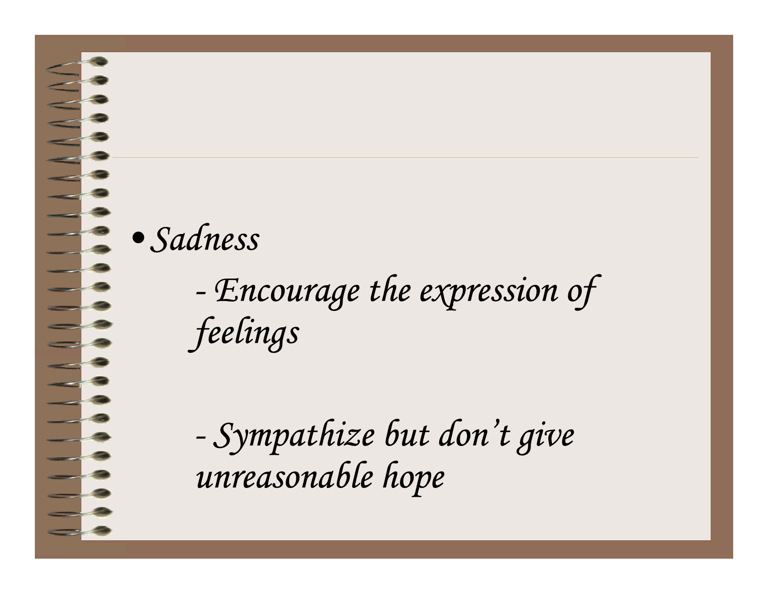- *Sadness*
  - *Encourage the expression of feelings*
  - *Sympathize but don't give unreasonable hope*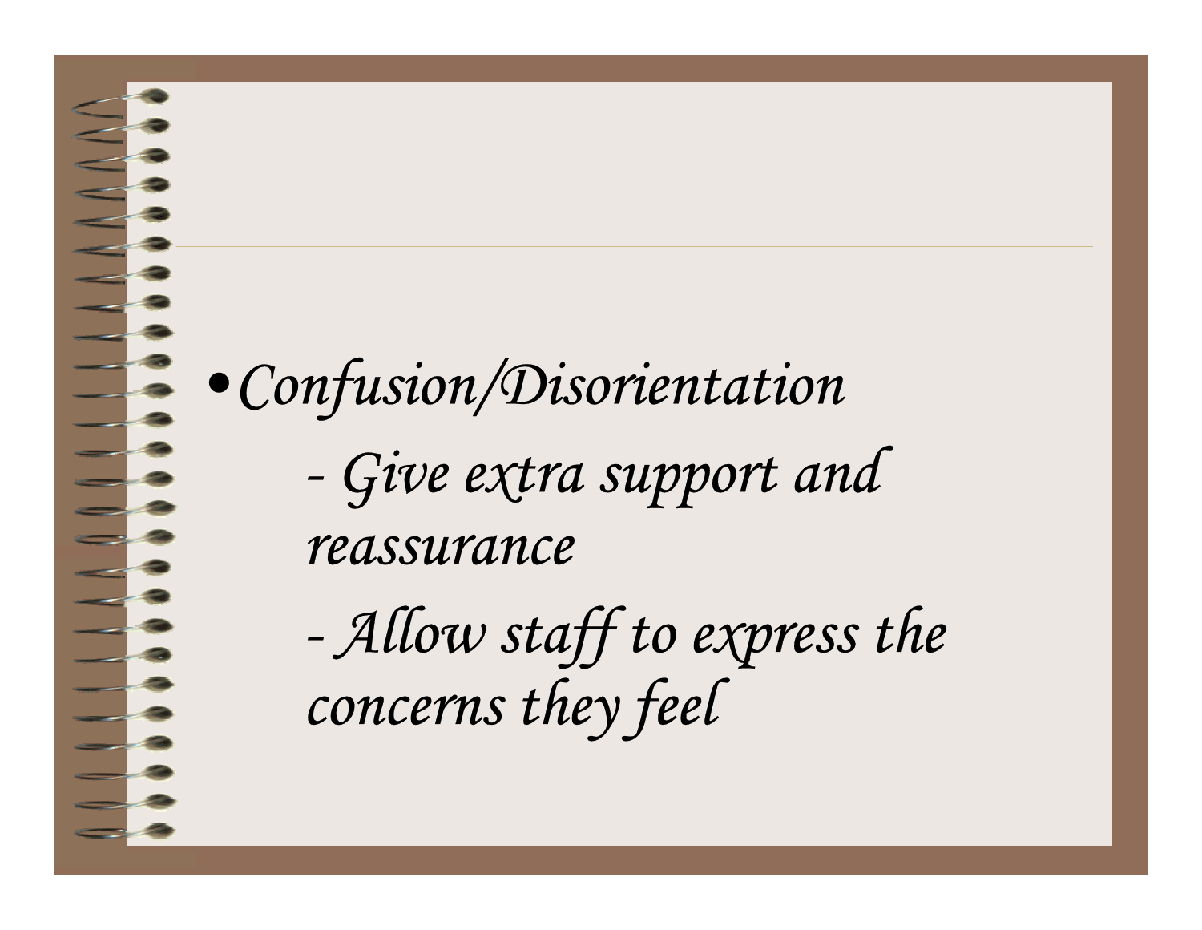- *Confusion/Disorientation*
  - *- Give extra support and reassurance*
  - *- Allow staff to express the concerns they feel*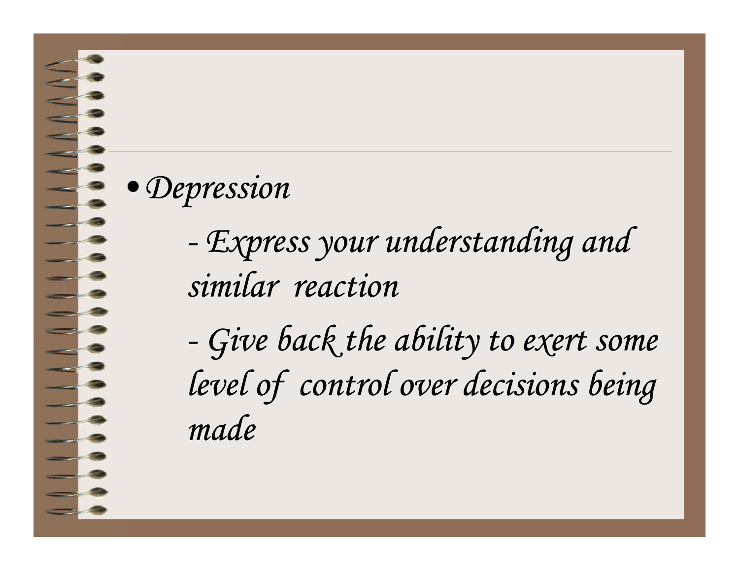- *Depression*

  *- Express your understanding and similar reaction*

  *- Give back the ability to exert some level of control over decisions being made*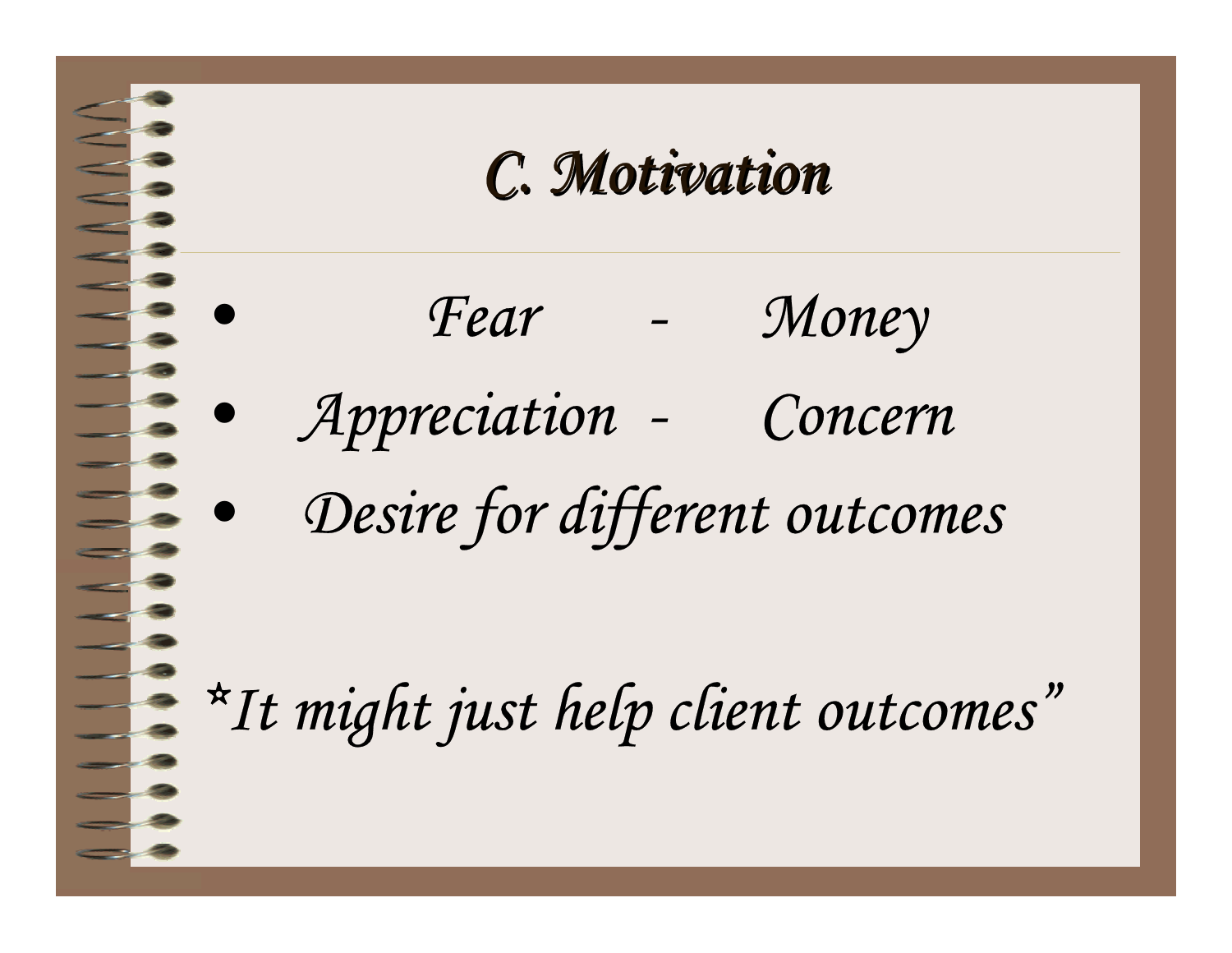# C. Motivation

- Fear - Money
- Appreciation - Concern
- Desire for different outcomes

*It might just help client outcomes”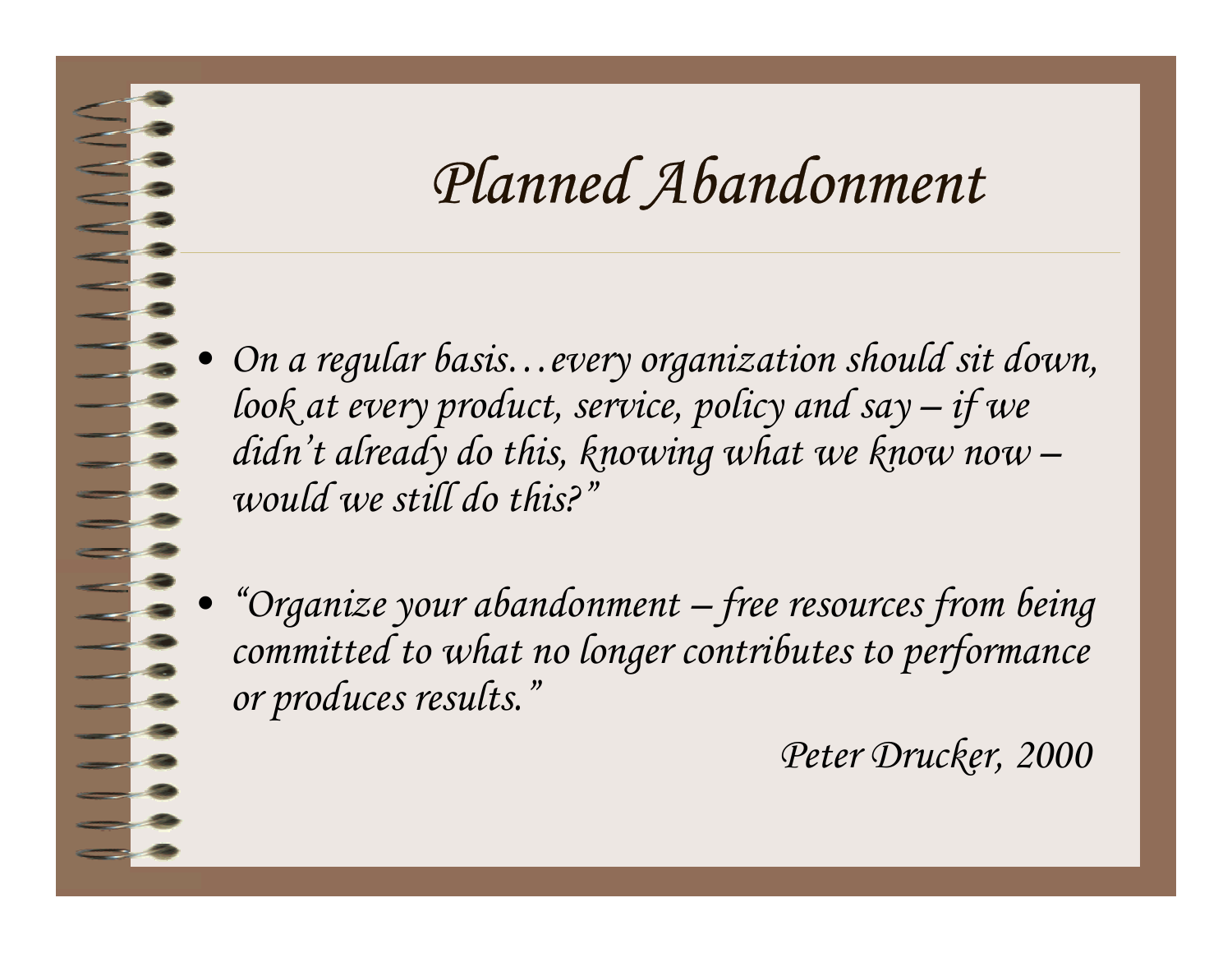# *Planned Abandonment*

- *On a regular basis…every organization should sit down, look at every product, service, policy and say – if we didn't already do this, knowing what we know now – would we still do this?"*
- *"Organize your abandonment – free resources from being committed to what no longer contributes to performance or produces results."*

*Peter Drucker, 2000*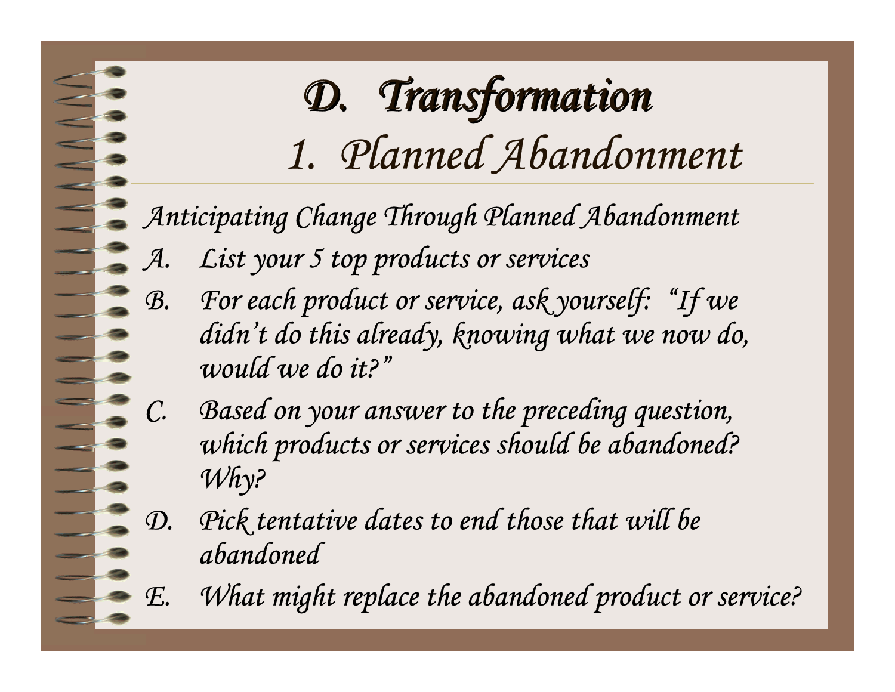# *D. Transformation*

## *1. Planned Abandonment*

*Anticipating Change Through Planned Abandonment*

- *A. List your 5 top products or services*
- *B. For each product or service, ask yourself: "If we didn't do this already, knowing what we now do, would we do it?"*
- *C. Based on your answer to the preceding question, which products or services should be abandoned? Why?*
- *D. Pick tentative dates to end those that will be abandoned*
- *E. What might replace the abandoned product or service?*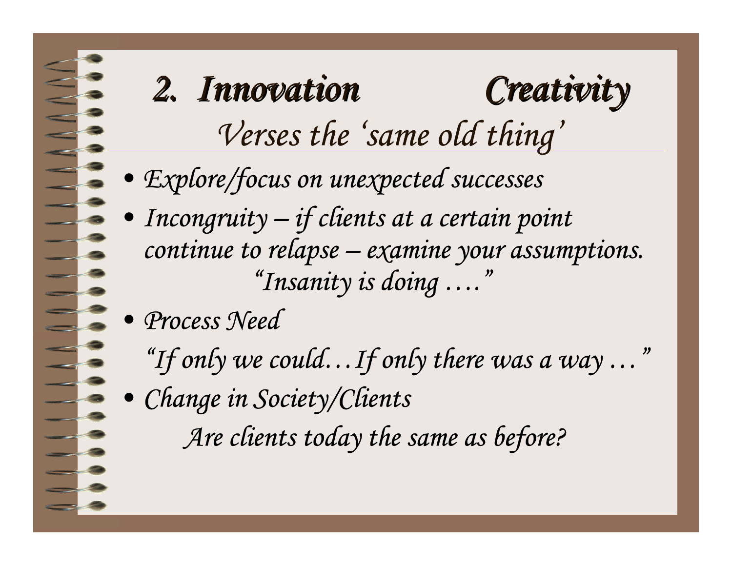# *2. Innovation Creativity*

## *Verses the 'same old thing'*

- *Explore/focus on unexpected successes*
- *Incongruity – if clients at a certain point continue to relapse – examine your assumptions.*

  *"Insanity is doing …."*

- *Process Need*

  *"If only we could…If only there was a way …"*

- *Change in Society/Clients*

  *Are clients today the same as before?*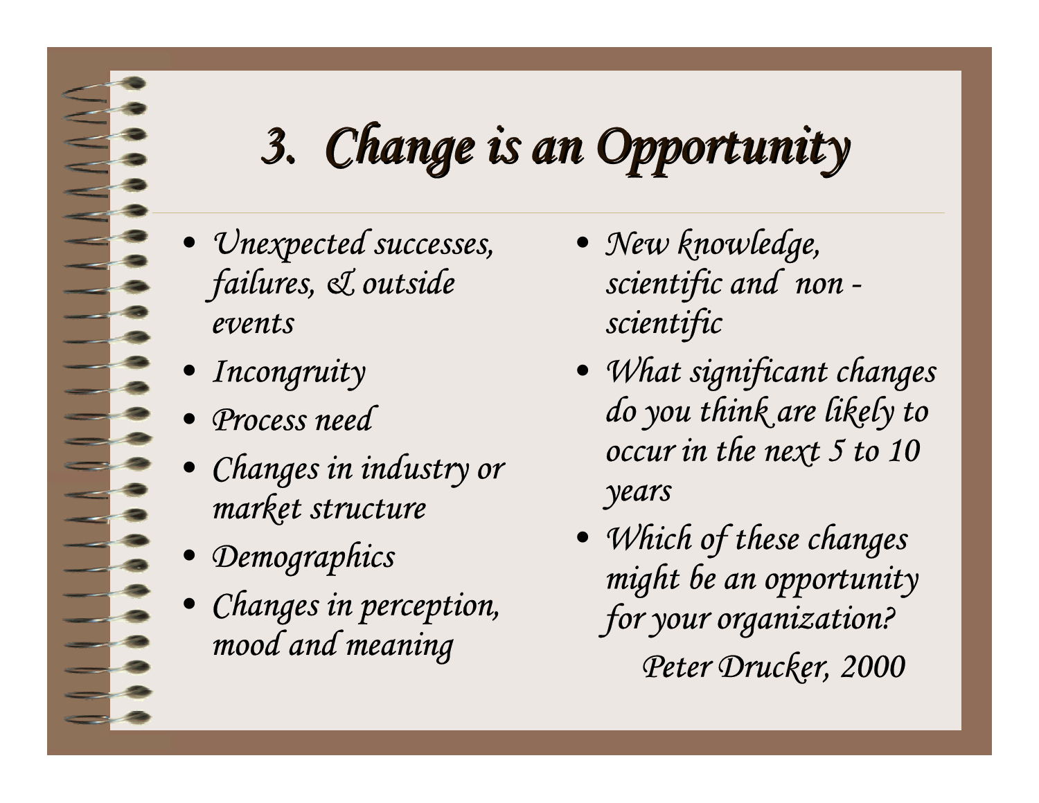# 3. Change is an Opportunity

- *Unexpected successes, failures, & outside events*
- *Incongruity*
- *Process need*
- *Changes in industry or market structure*
- *Demographics*
- *Changes in perception, mood and meaning*
- *New knowledge, scientific and non - scientific*
- *What significant changes do you think are likely to occur in the next 5 to 10 years*
- *Which of these changes might be an opportunity for your organization?*

*Peter Drucker, 2000*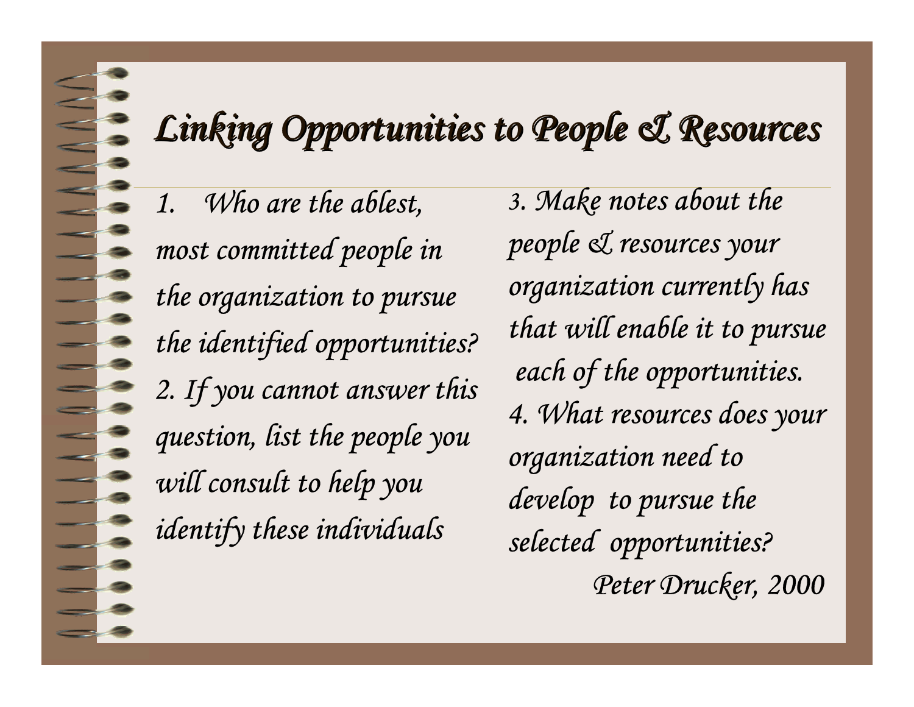# *Linking Opportunities to People & Resources*

1. *Who are the ablest, most committed people in the organization to pursue the identified opportunities?*
2. *If you cannot answer this question, list the people you will consult to help you identify these individuals*
3. *Make notes about the people & resources your organization currently has that will enable it to pursue each of the opportunities.*
4. *What resources does your organization need to develop to pursue the selected opportunities?*

*Peter Drucker, 2000*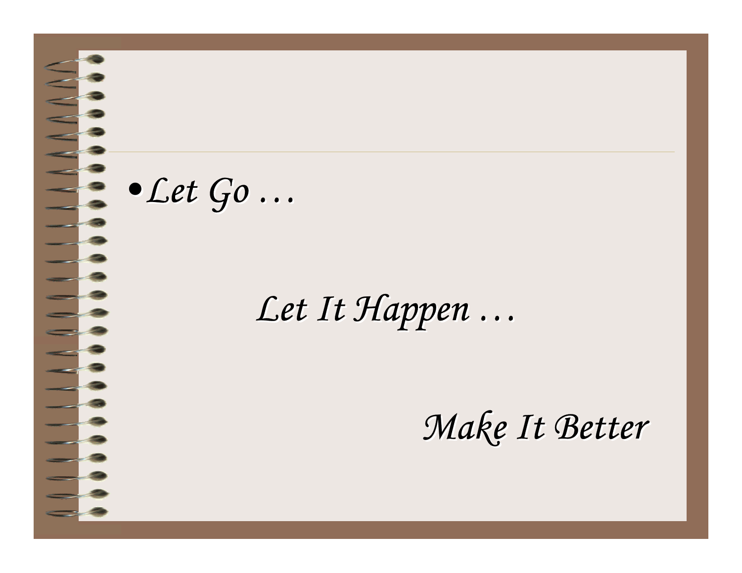- *Let Go …*

*Let It Happen …*

*Make It Better*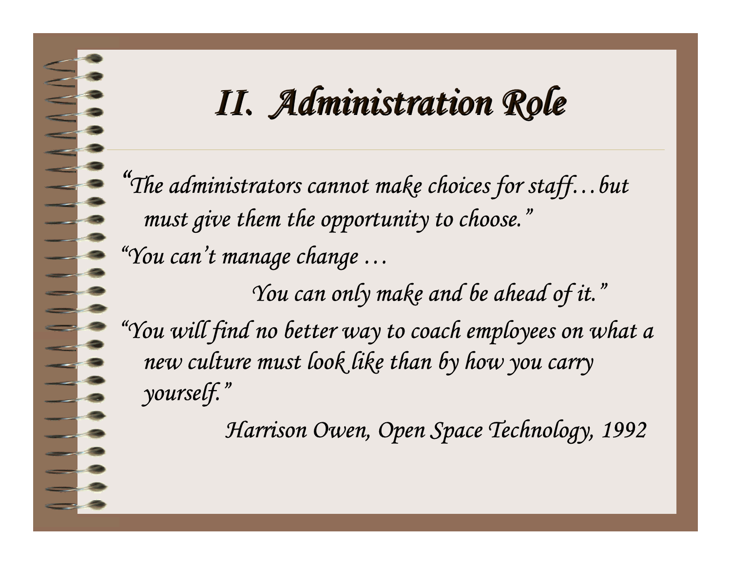# *II. Administration Role*

*"The administrators cannot make choices for staff…but must give them the opportunity to choose."*

*"You can't manage change …*

*You can only make and be ahead of it."*

*"You will find no better way to coach employees on what a new culture must look like than by how you carry yourself."*

*Harrison Owen, Open Space Technology, 1992*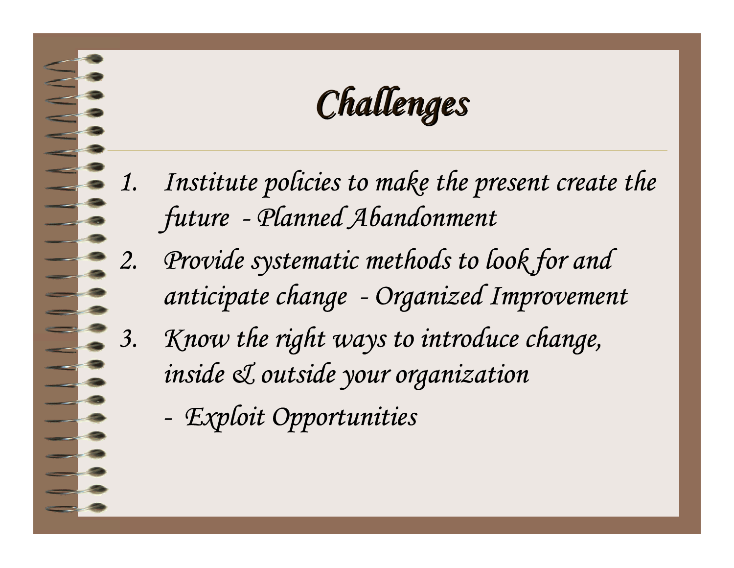# Challenges

1. *Institute policies to make the present create the future - Planned Abandonment*
2. *Provide systematic methods to look for and anticipate change - Organized Improvement*
3. *Know the right ways to introduce change, inside & outside your organization*

   *- Exploit Opportunities*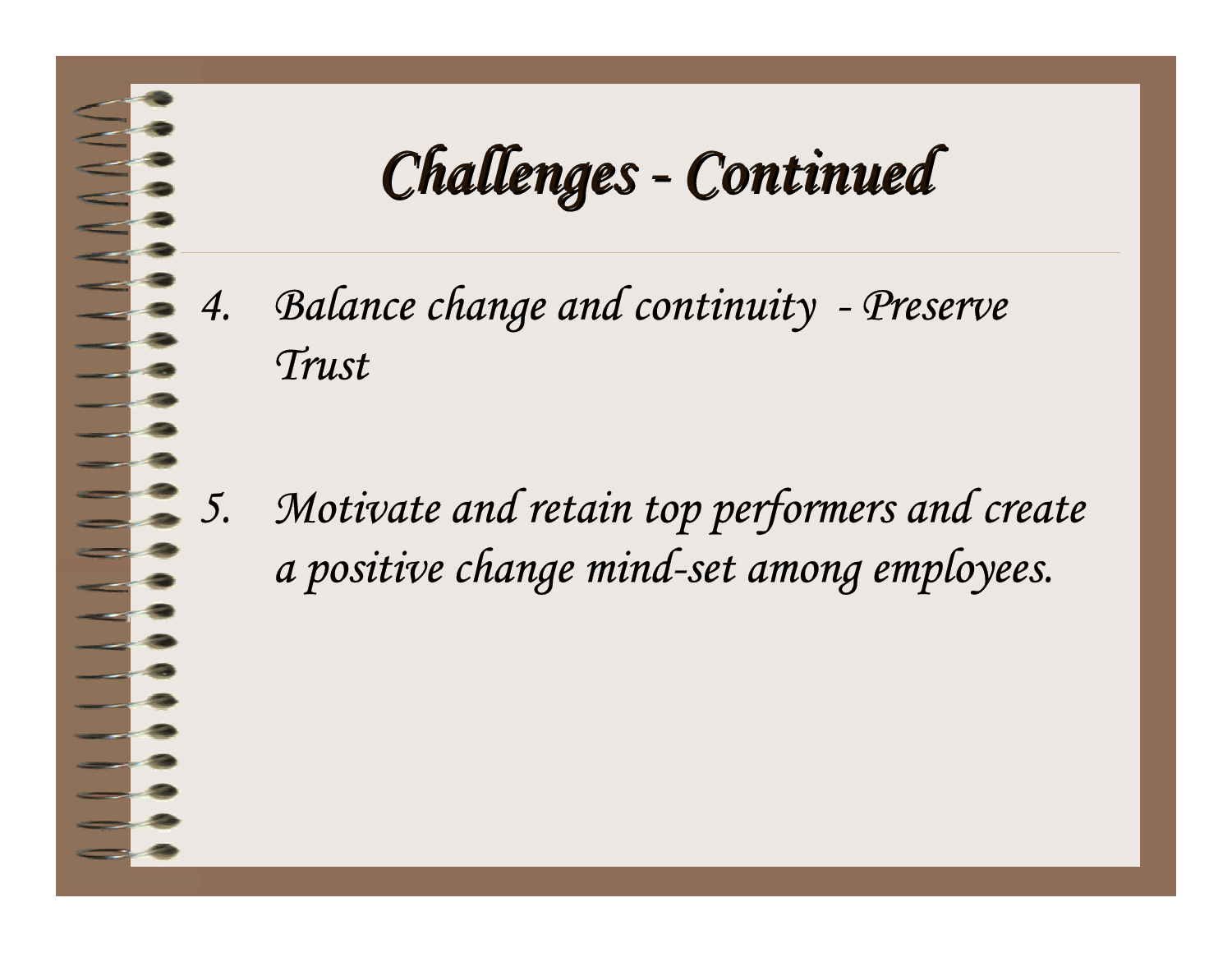# *Challenges - Continued*

4. *Balance change and continuity - Preserve Trust*

5. *Motivate and retain top performers and create a positive change mind-set among employees.*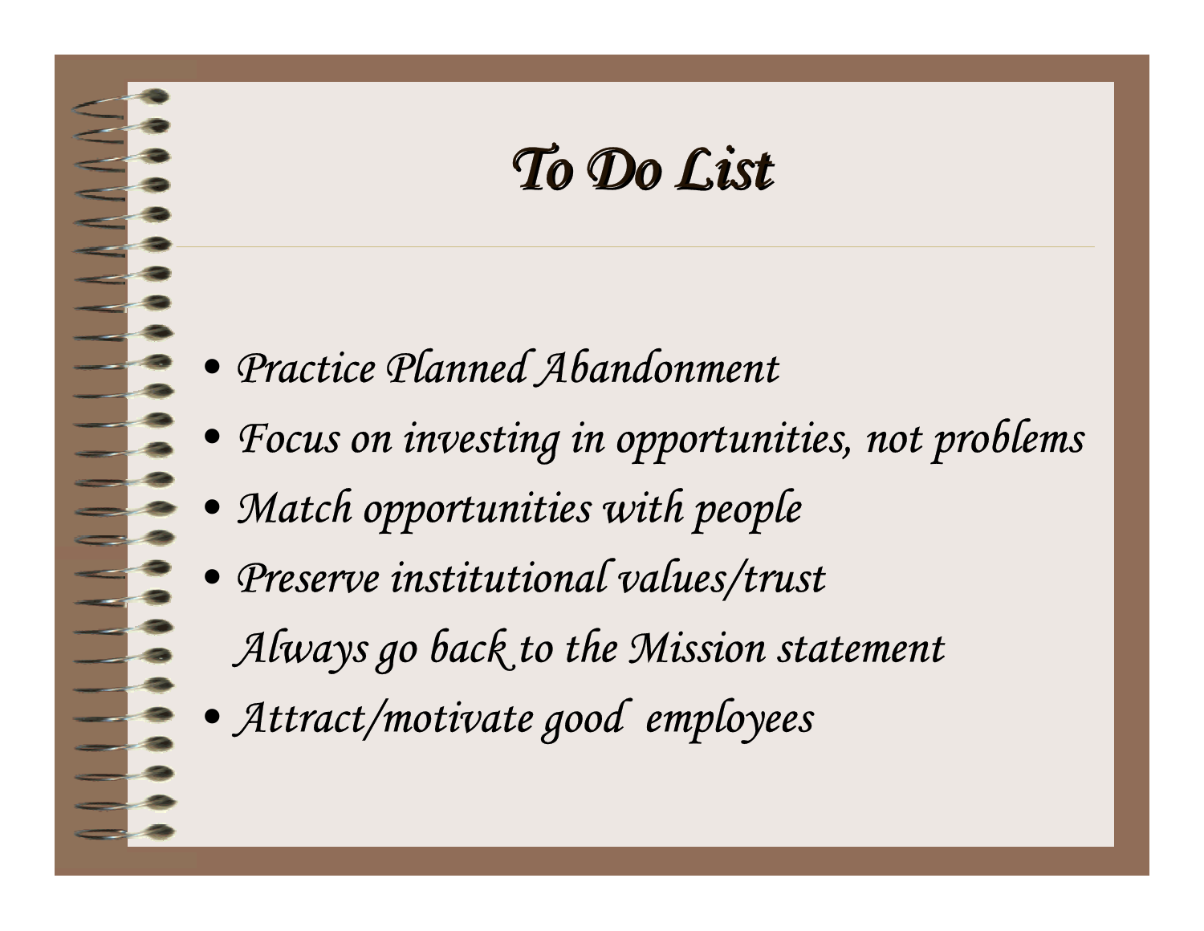# *To Do List*

- *Practice Planned Abandonment*
- *Focus on investing in opportunities, not problems*
- *Match opportunities with people*
- *Preserve institutional values/trust*

  *Always go back to the Mission statement*
- *Attract/motivate good employees*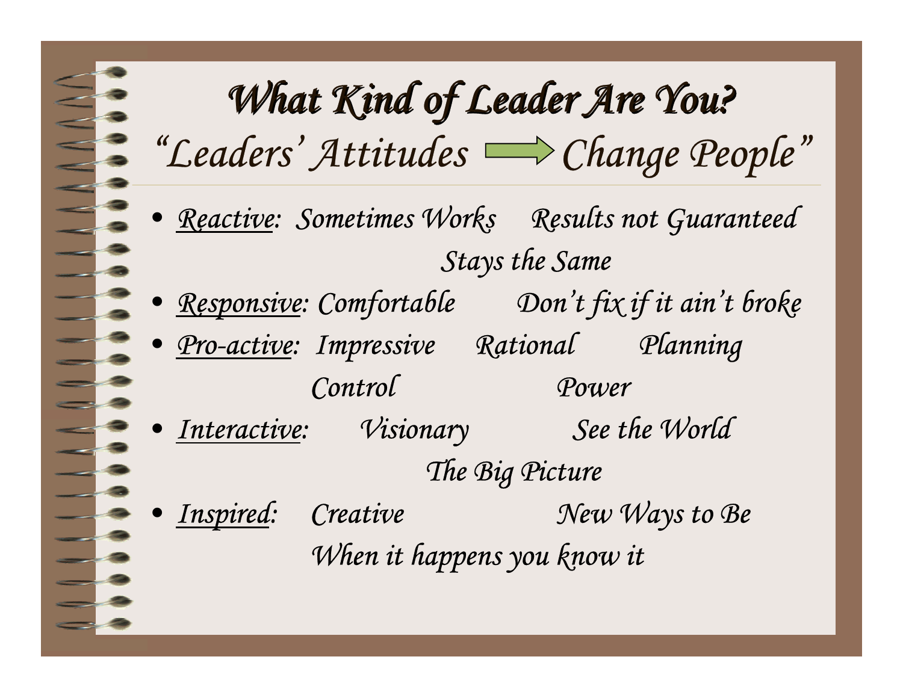# What Kind of Leader Are You?

## "Leaders' Attitudes → Change People"

- <u>Reactive</u>: Sometimes Works  Results not Guaranteed  Stays the Same
- <u>Responsive</u>: Comfortable  Don't fix if it ain't broke
- <u>Pro-active</u>: Impressive  Rational  Planning  Control  Power
- <u>Interactive</u>: Visionary  See the World  The Big Picture
- <u>Inspired</u>: Creative  New Ways to Be  When it happens you know it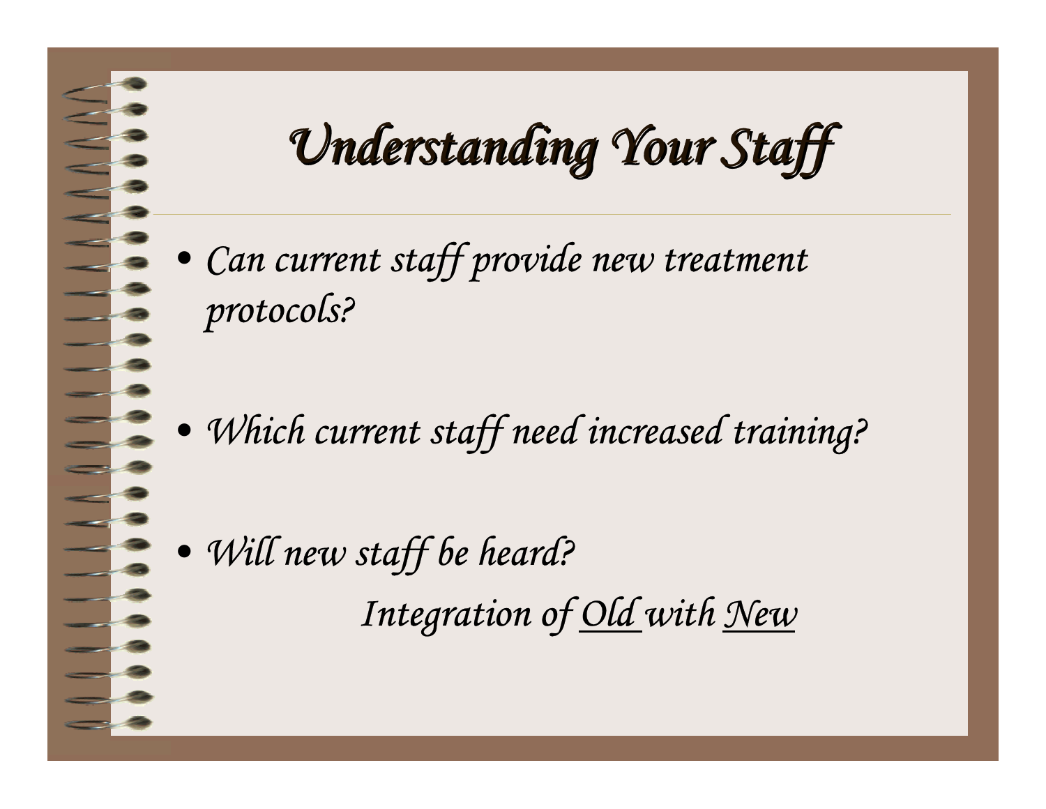# *Understanding Your Staff*

- *Can current staff provide new treatment protocols?*
- *Which current staff need increased training?*
- *Will new staff be heard?*

*Integration of Old with New*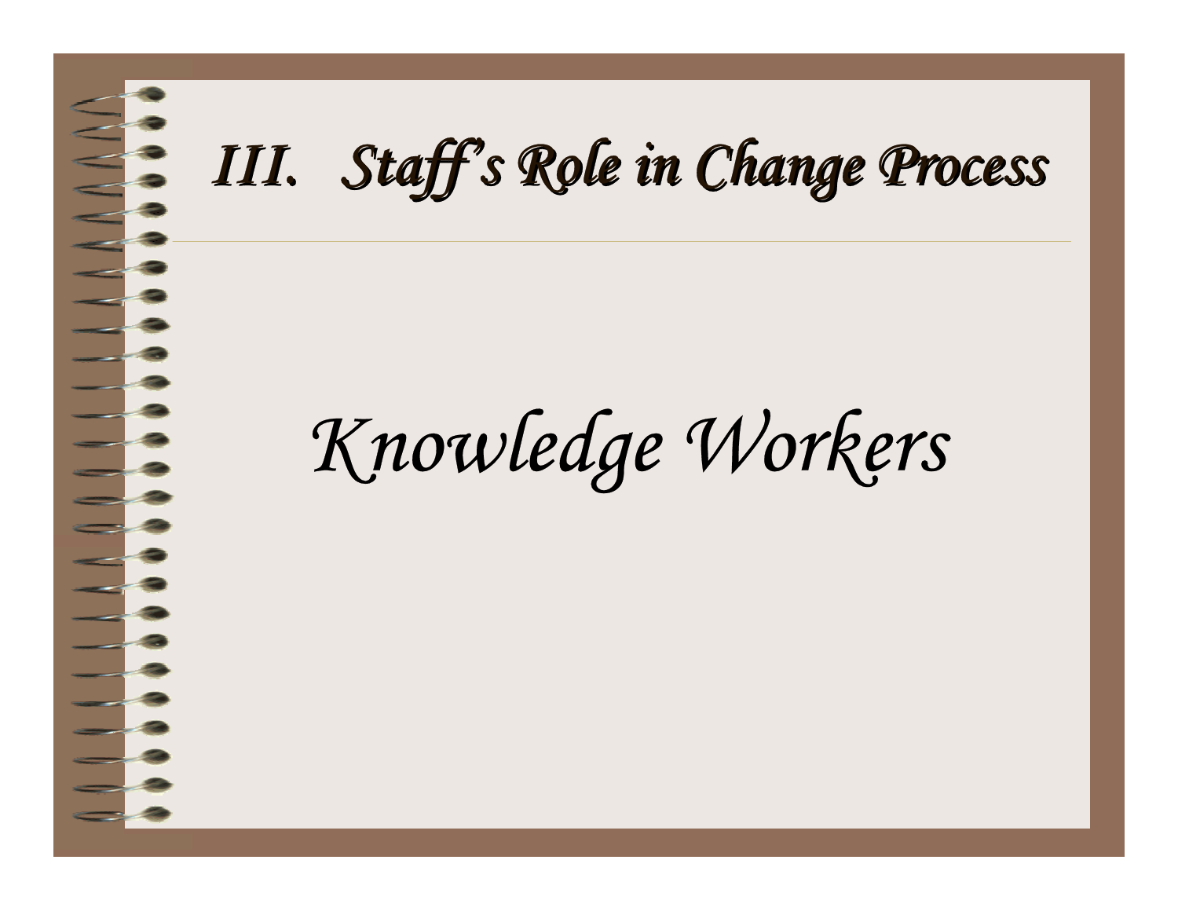# *III. Staff's Role in Change Process*

*Knowledge Workers*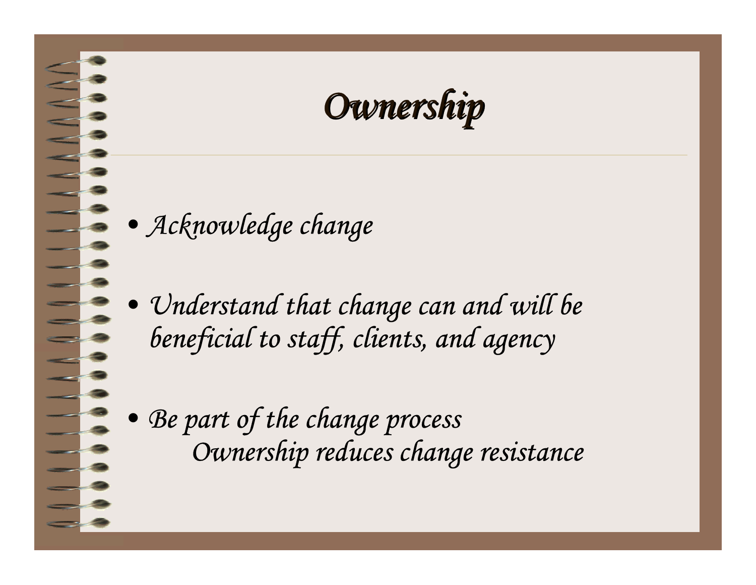# *Ownership*

- *Acknowledge change*
- *Understand that change can and will be beneficial to staff, clients, and agency*
- *Be part of the change process*
  *Ownership reduces change resistance*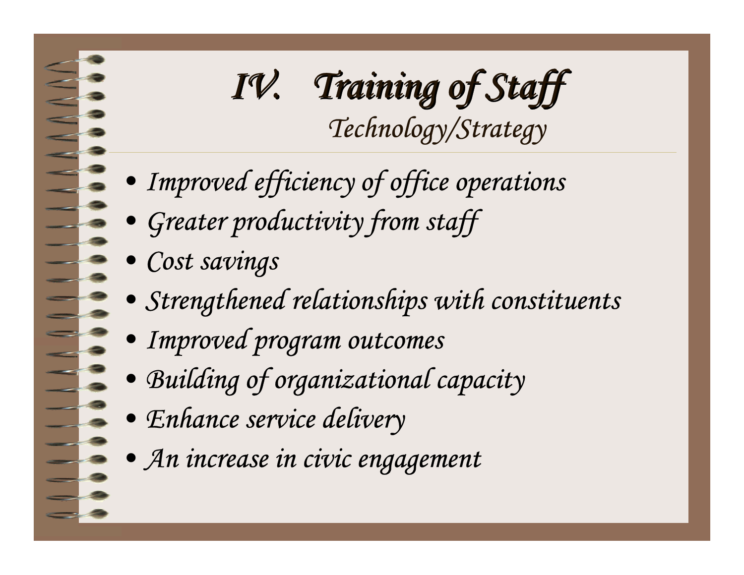# *IV. Training of Staff*

## *Technology/Strategy*

- *Improved efficiency of office operations*
- *Greater productivity from staff*
- *Cost savings*
- *Strengthened relationships with constituents*
- *Improved program outcomes*
- *Building of organizational capacity*
- *Enhance service delivery*
- *An increase in civic engagement*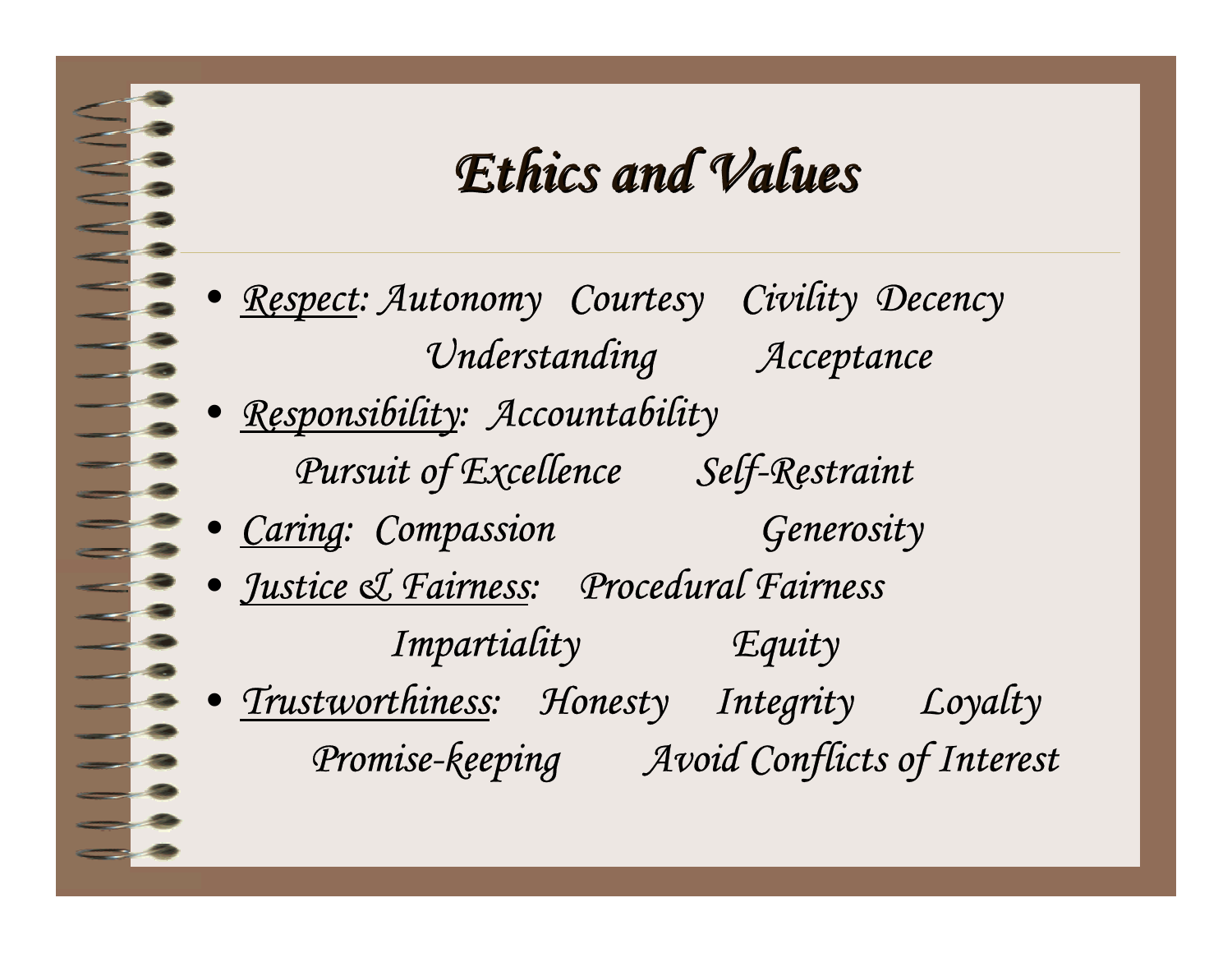# *Ethics and Values*

- *Respect: Autonomy Courtesy Civility Decency Understanding Acceptance*
- *Responsibility: Accountability Pursuit of Excellence Self-Restraint*
- *Caring: Compassion Generosity*
- *Justice & Fairness: Procedural Fairness Impartiality Equity*
- *Trustworthiness: Honesty Integrity Loyalty Promise-keeping Avoid Conflicts of Interest*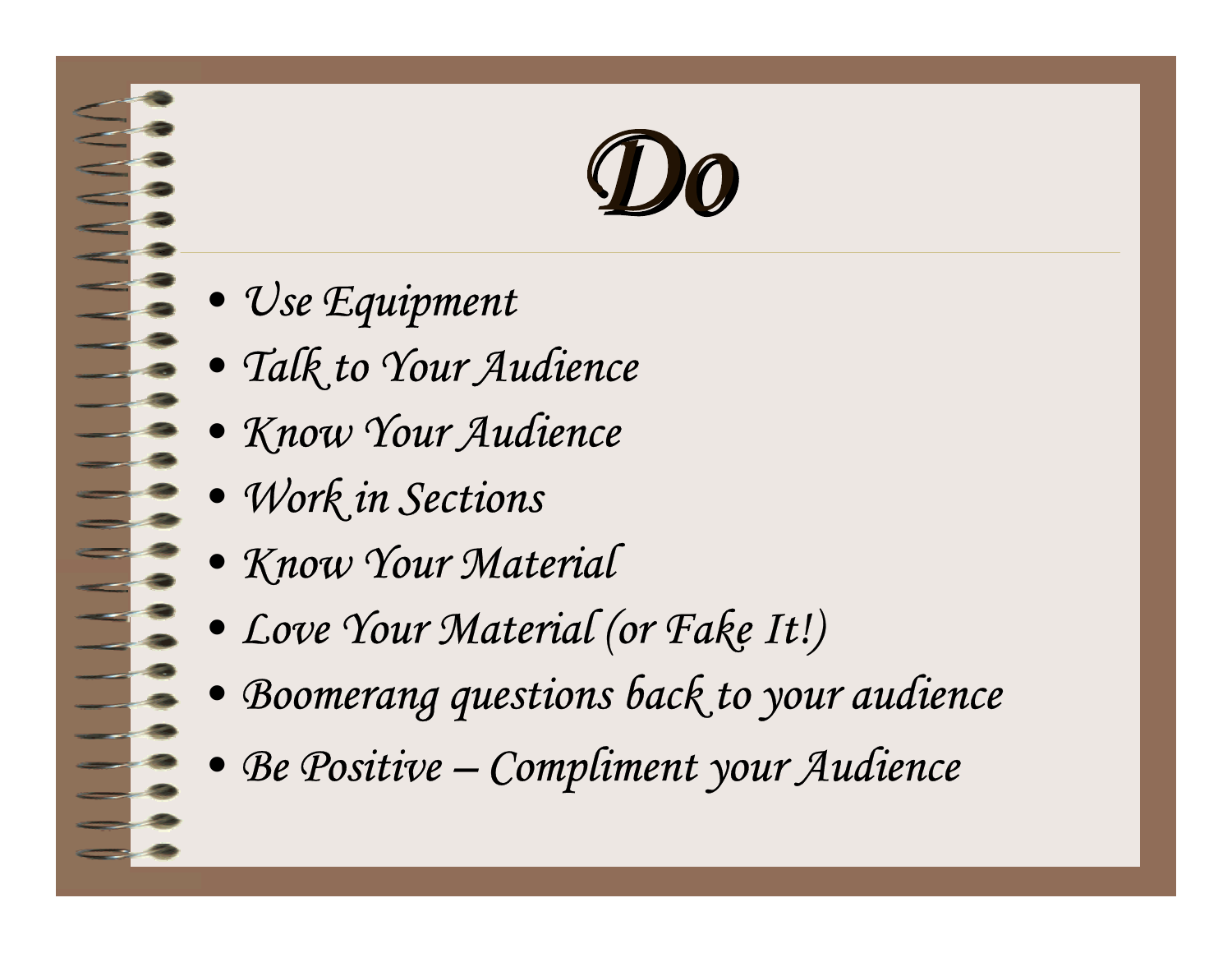# Do

- Use Equipment
- Talk to Your Audience
- Know Your Audience
- Work in Sections
- Know Your Material
- Love Your Material (or Fake It!)
- Boomerang questions back to your audience
- Be Positive – Compliment your Audience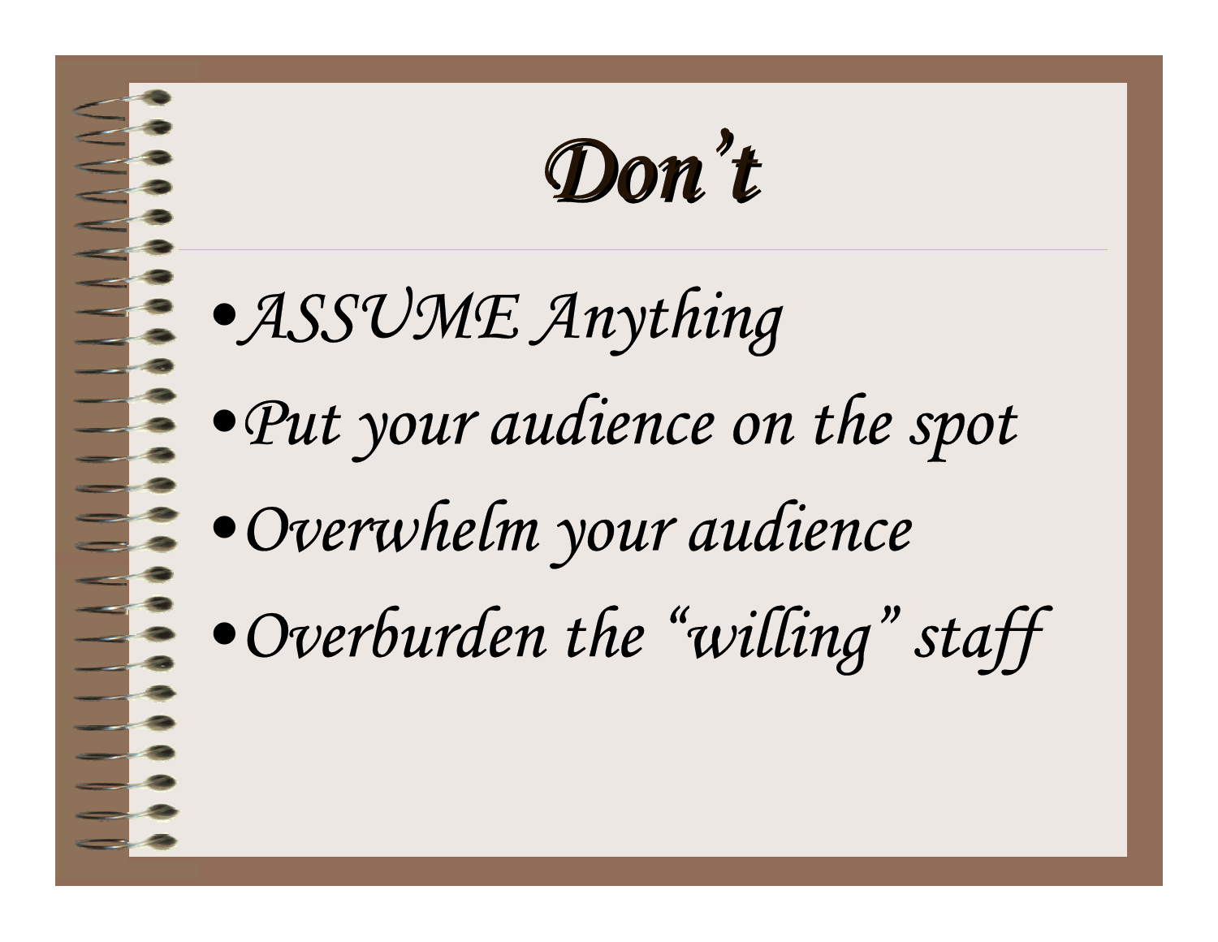# *Don't*

- *ASSUME Anything*
- *Put your audience on the spot*
- *Overwhelm your audience*
- *Overburden the "willing" staff*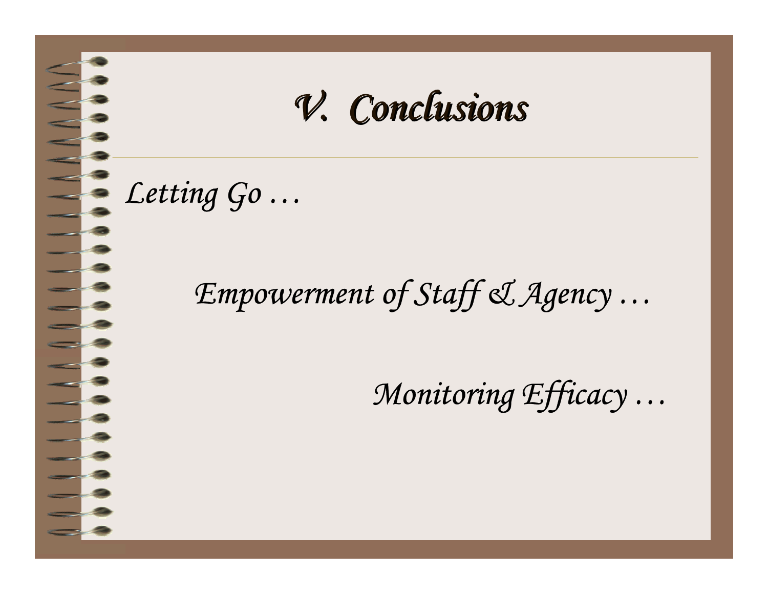# *V. Conclusions*

*Letting Go …*

*Empowerment of Staff & Agency …*

*Monitoring Efficacy …*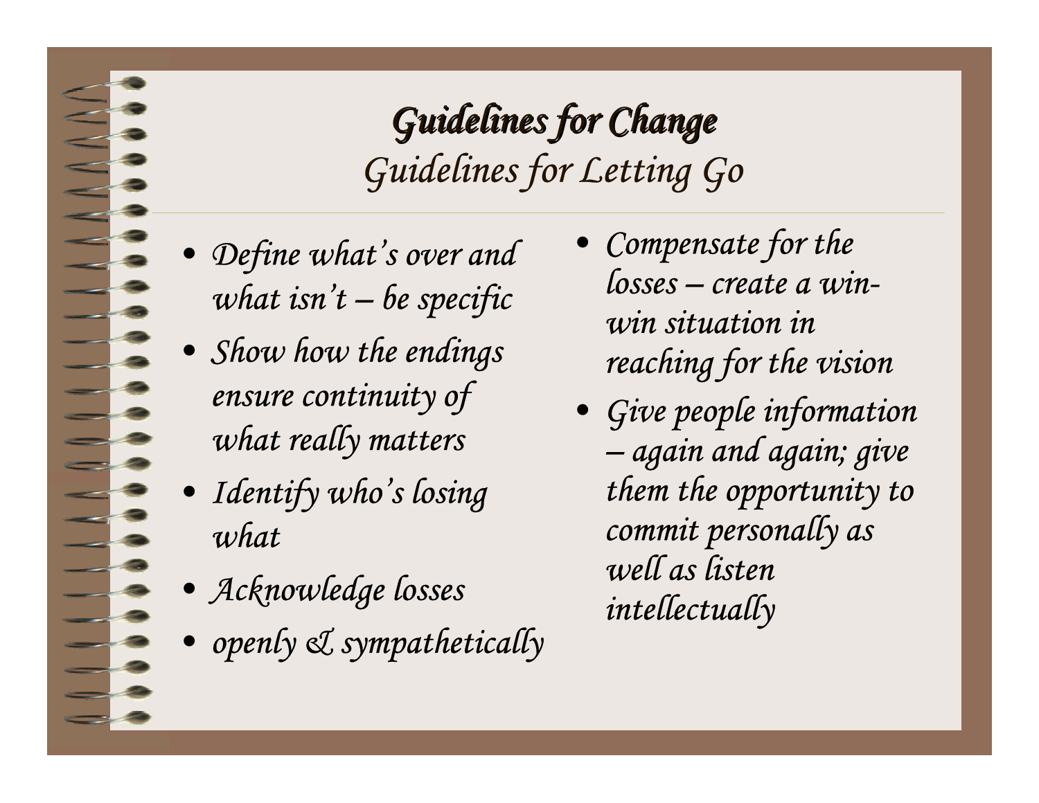# *Guidelines for Change*

## *Guidelines for Letting Go*

- *Define what's over and what isn't – be specific*
- *Show how the endings ensure continuity of what really matters*
- *Identify who's losing what*
- *Acknowledge losses*
- *openly & sympathetically*
- *Compensate for the losses – create a win-win situation in reaching for the vision*
- *Give people information – again and again; give them the opportunity to commit personally as well as listen intellectually*